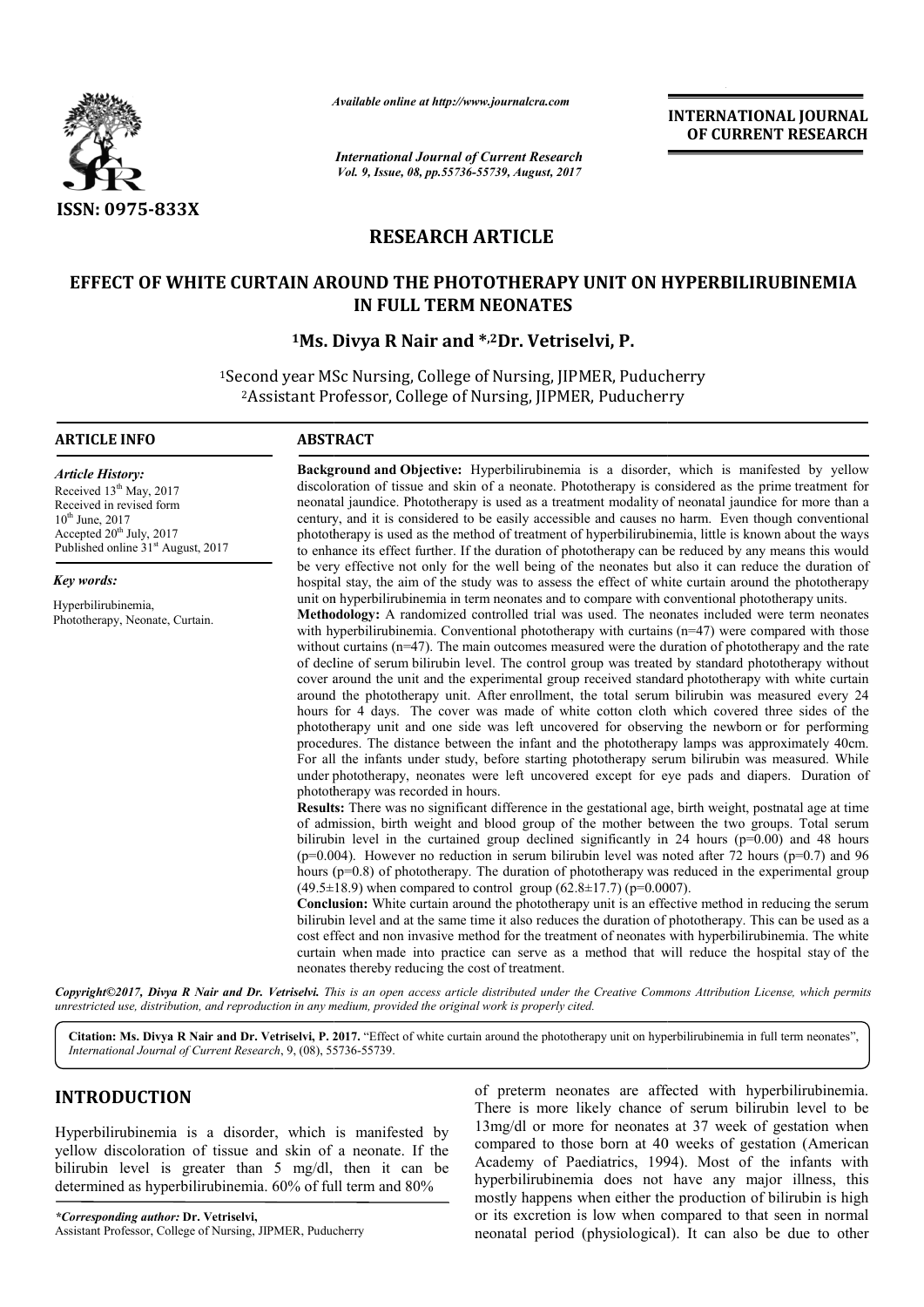ISSN: 0975-833X

*Available online at http://www.journalcra.com*

*International Journal of Current Research*
*Vol. 9, Issue, 08, pp.55736-55739, August, 2017*

**INTERNATIONAL JOURNAL OF CURRENT RESEARCH**

## RESEARCH ARTICLE

# EFFECT OF WHITE CURTAIN AROUND THE PHOTOTHERAPY UNIT ON HYPERBILIRUBINEMIA IN FULL TERM NEONATES

**[1]Ms. Divya R Nair and *,[2]Dr. Vetriselvi, P.**

[1]Second year MSc Nursing, College of Nursing, JIPMER, Puducherry
[2]Assistant Professor, College of Nursing, JIPMER, Puducherry

### ARTICLE INFO

*Article History:*
Received 13th May, 2017
Received in revised form
10th June, 2017
Accepted 20th July, 2017
Published online 31st August, 2017

*Key words:*
Hyperbilirubinemia,
Phototherapy, Neonate, Curtain.

### ABSTRACT

**Background and Objective:** Hyperbilirubinemia is a disorder, which is manifested by yellow discoloration of tissue and skin of a neonate. Phototherapy is considered as the prime treatment for neonatal jaundice. Phototherapy is used as a treatment modality of neonatal jaundice for more than a century, and it is considered to be easily accessible and causes no harm. Even though conventional phototherapy is used as the method of treatment of hyperbilirubinemia, little is known about the ways to enhance its effect further. If the duration of phototherapy can be reduced by any means this would be very effective not only for the well being of the neonates but also it can reduce the duration of hospital stay, the aim of the study was to assess the effect of white curtain around the phototherapy unit on hyperbilirubinemia in term neonates and to compare with conventional phototherapy units.

**Methodology:** A randomized controlled trial was used. The neonates included were term neonates with hyperbilirubinemia. Conventional phototherapy with curtains (n=47) were compared with those without curtains (n=47). The main outcomes measured were the duration of phototherapy and the rate of decline of serum bilirubin level. The control group was treated by standard phototherapy without cover around the unit and the experimental group received standard phototherapy with white curtain around the phototherapy unit. After enrollment, the total serum bilirubin was measured every 24 hours for 4 days. The cover was made of white cotton cloth which covered three sides of the phototherapy unit and one side was left uncovered for observing the newborn or for performing procedures. The distance between the infant and the phototherapy lamps was approximately 40cm. For all the infants under study, before starting phototherapy serum bilirubin was measured. While under phototherapy, neonates were left uncovered except for eye pads and diapers. Duration of phototherapy was recorded in hours.

**Results:** There was no significant difference in the gestational age, birth weight, postnatal age at time of admission, birth weight and blood group of the mother between the two groups. Total serum bilirubin level in the curtained group declined significantly in 24 hours ($p=0.00$) and 48 hours ($p=0.004$). However no reduction in serum bilirubin level was noted after 72 hours ($p=0.7$) and 96 hours ($p=0.8$) of phototherapy. The duration of phototherapy was reduced in the experimental group ($49.5\pm18.9$) when compared to control group ($62.8\pm17.7$) ($p=0.0007$).

**Conclusion:** White curtain around the phototherapy unit is an effective method in reducing the serum bilirubin level and at the same time it also reduces the duration of phototherapy. This can be used as a cost effect and non invasive method for the treatment of neonates with hyperbilirubinemia. The white curtain when made into practice can serve as a method that will reduce the hospital stay of the neonates thereby reducing the cost of treatment.

*Copyright©2017, Divya R Nair and Dr. Vetriselvi. This is an open access article distributed under the Creative Commons Attribution License, which permits unrestricted use, distribution, and reproduction in any medium, provided the original work is properly cited.*

**Citation: Ms. Divya R Nair and Dr. Vetriselvi, P. 2017.** "Effect of white curtain around the phototherapy unit on hyperbilirubinemia in full term neonates", *International Journal of Current Research*, 9, (08), 55736-55739.

## INTRODUCTION

Hyperbilirubinemia is a disorder, which is manifested by yellow discoloration of tissue and skin of a neonate. If the bilirubin level is greater than 5 mg/dl, then it can be determined as hyperbilirubinemia. 60% of full term and 80% of preterm neonates are affected with hyperbilirubinemia. There is more likely chance of serum bilirubin level to be 13mg/dl or more for neonates at 37 week of gestation when compared to those born at 40 weeks of gestation (American Academy of Paediatrics, 1994). Most of the infants with hyperbilirubinemia does not have any major illness, this mostly happens when either the production of bilirubin is high or its excretion is low when compared to that seen in normal neonatal period (physiological). It can also be due to other

*\*Corresponding author:* **Dr. Vetriselvi,**
Assistant Professor, College of Nursing, JIPMER, Puducherry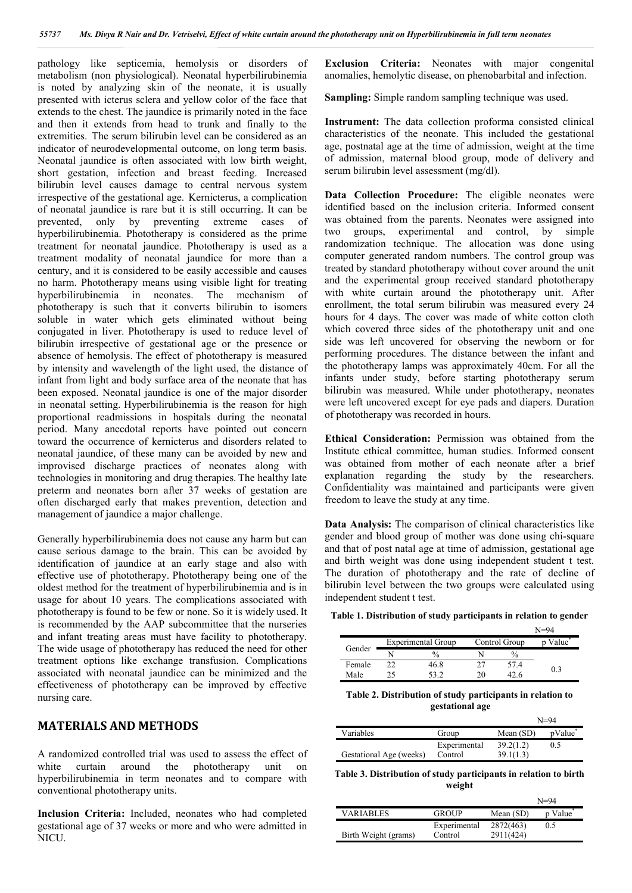pathology like septicemia, hemolysis or disorders of metabolism (non physiological). Neonatal hyperbilirubinemia is noted by analyzing skin of the neonate, it is usually presented with icterus sclera and yellow color of the face that extends to the chest. The jaundice is primarily noted in the face and then it extends from head to trunk and finally to the extremities. The serum bilirubin level can be considered as an indicator of neurodevelopmental outcome, on long term basis. Neonatal jaundice is often associated with low birth weight, short gestation, infection and breast feeding. Increased bilirubin level causes damage to central nervous system irrespective of the gestational age. Kernicterus, a complication of neonatal jaundice is rare but it is still occurring. It can be prevented, only by preventing extreme cases of hyperbilirubinemia. Phototherapy is considered as the prime treatment for neonatal jaundice. Phototherapy is used as a treatment modality of neonatal jaundice for more than a century, and it is considered to be easily accessible and causes no harm. Phototherapy means using visible light for treating hyperbilirubinemia in neonates. The mechanism of phototherapy is such that it converts bilirubin to isomers soluble in water which gets eliminated without being conjugated in liver. Phototherapy is used to reduce level of bilirubin irrespective of gestational age or the presence or absence of hemolysis. The effect of phototherapy is measured by intensity and wavelength of the light used, the distance of infant from light and body surface area of the neonate that has been exposed. Neonatal jaundice is one of the major disorder in neonatal setting. Hyperbilirubinemia is the reason for high proportional readmissions in hospitals during the neonatal period. Many anecdotal reports have pointed out concern toward the occurrence of kernicterus and disorders related to neonatal jaundice, of these many can be avoided by new and improvised discharge practices of neonates along with technologies in monitoring and drug therapies. The healthy late preterm and neonates born after 37 weeks of gestation are often discharged early that makes prevention, detection and management of jaundice a major challenge.

Generally hyperbilirubinemia does not cause any harm but can cause serious damage to the brain. This can be avoided by identification of jaundice at an early stage and also with effective use of phototherapy. Phototherapy being one of the oldest method for the treatment of hyperbilirubinemia and is in usage for about 10 years. The complications associated with phototherapy is found to be few or none. So it is widely used. It is recommended by the AAP subcommittee that the nurseries and infant treating areas must have facility to phototherapy. The wide usage of phototherapy has reduced the need for other treatment options like exchange transfusion. Complications associated with neonatal jaundice can be minimized and the effectiveness of phototherapy can be improved by effective nursing care.

## MATERIALS AND METHODS

A randomized controlled trial was used to assess the effect of white curtain around the phototherapy unit on hyperbilirubinemia in term neonates and to compare with conventional phototherapy units.

**Inclusion Criteria:** Included, neonates who had completed gestational age of 37 weeks or more and who were admitted in NICU.

**Exclusion Criteria:** Neonates with major congenital anomalies, hemolytic disease, on phenobarbital and infection.

**Sampling:** Simple random sampling technique was used.

**Instrument:** The data collection proforma consisted clinical characteristics of the neonate. This included the gestational age, postnatal age at the time of admission, weight at the time of admission, maternal blood group, mode of delivery and serum bilirubin level assessment (mg/dl).

**Data Collection Procedure:** The eligible neonates were identified based on the inclusion criteria. Informed consent was obtained from the parents. Neonates were assigned into two groups, experimental and control, by simple randomization technique. The allocation was done using computer generated random numbers. The control group was treated by standard phototherapy without cover around the unit and the experimental group received standard phototherapy with white curtain around the phototherapy unit. After enrollment, the total serum bilirubin was measured every 24 hours for 4 days. The cover was made of white cotton cloth which covered three sides of the phototherapy unit and one side was left uncovered for observing the newborn or for performing procedures. The distance between the infant and the phototherapy lamps was approximately 40cm. For all the infants under study, before starting phototherapy serum bilirubin was measured. While under phototherapy, neonates were left uncovered except for eye pads and diapers. Duration of phototherapy was recorded in hours.

**Ethical Consideration:** Permission was obtained from the Institute ethical committee, human studies. Informed consent was obtained from mother of each neonate after a brief explanation regarding the study by the researchers. Confidentiality was maintained and participants were given freedom to leave the study at any time.

**Data Analysis:** The comparison of clinical characteristics like gender and blood group of mother was done using chi-square and that of post natal age at time of admission, gestational age and birth weight was done using independent student t test. The duration of phototherapy and the rate of decline of bilirubin level between the two groups were calculated using independent student t test.

**Table 1. Distribution of study participants in relation to gender**

N=94

| Gender | Experimental Group | | Control Group | | p Value* |
|---|---|---|---|---|---|
| | N | % | N | % | |
| Female | 22 | 46.8 | 27 | 57.4 | 0.3 |
| Male | 25 | 53.2 | 20 | 42.6 | |

**Table 2. Distribution of study participants in relation to gestational age**

N=94

| Variables | Group | Mean (SD) | pValue* |
|---|---|---|---|
| Gestational Age (weeks) | Experimental | 39.2(1.2) | 0.5 |
| | Control | 39.1(1.3) | |

**Table 3. Distribution of study participants in relation to birth weight**

N=94

| VARIABLES | GROUP | Mean (SD) | p Value* |
|---|---|---|---|
| Birth Weight (grams) | Experimental | 2872(463) | 0.5 |
| | Control | 2911(424) | |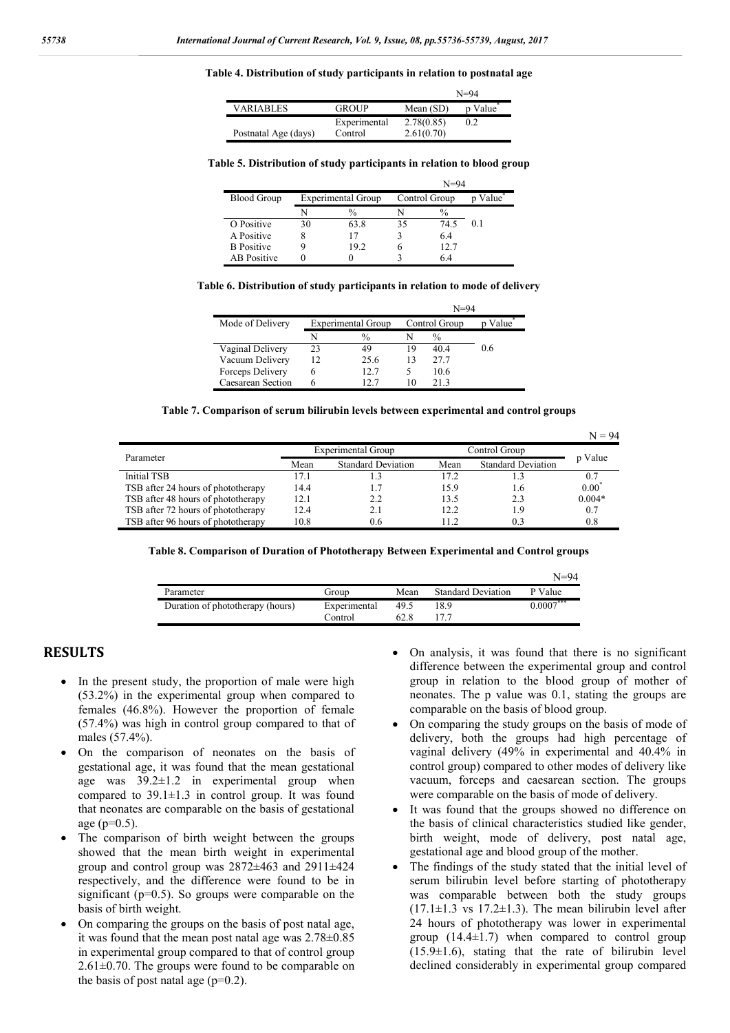**Table 4. Distribution of study participants in relation to postnatal age**

N=94

| VARIABLES | GROUP | Mean (SD) | p Value* |
|---|---|---|---|
| Postnatal Age (days) | Experimental | 2.78(0.85) | 0.2 |
| | Control | 2.61(0.70) | |

**Table 5. Distribution of study participants in relation to blood group**

N=94

| Blood Group | Experimental Group | | Control Group | | p Value* |
|---|---|---|---|---|---|
| | N | % | N | % | |
| O Positive | 30 | 63.8 | 35 | 74.5 | 0.1 |
| A Positive | 8 | 17 | 3 | 6.4 | |
| B Positive | 9 | 19.2 | 6 | 12.7 | |
| AB Positive | 0 | 0 | 3 | 6.4 | |

**Table 6. Distribution of study participants in relation to mode of delivery**

N=94

| Mode of Delivery | Experimental Group | | Control Group | | p Value* |
|---|---|---|---|---|---|
| | N | % | N | % | |
| Vaginal Delivery | 23 | 49 | 19 | 40.4 | 0.6 |
| Vacuum Delivery | 12 | 25.6 | 13 | 27.7 | |
| Forceps Delivery | 6 | 12.7 | 5 | 10.6 | |
| Caesarean Section | 6 | 12.7 | 10 | 21.3 | |

**Table 7. Comparison of serum bilirubin levels between experimental and control groups**

N = 94

| Parameter | Experimental Group | | Control Group | | p Value |
|---|---|---|---|---|---|
| | Mean | Standard Deviation | Mean | Standard Deviation | |
| Initial TSB | 17.1 | 1.3 | 17.2 | 1.3 | 0.7 |
| TSB after 24 hours of phototherapy | 14.4 | 1.7 | 15.9 | 1.6 | 0.00* |
| TSB after 48 hours of phototherapy | 12.1 | 2.2 | 13.5 | 2.3 | 0.004* |
| TSB after 72 hours of phototherapy | 12.4 | 2.1 | 12.2 | 1.9 | 0.7 |
| TSB after 96 hours of phototherapy | 10.8 | 0.6 | 11.2 | 0.3 | 0.8 |

**Table 8. Comparison of Duration of Phototherapy Between Experimental and Control groups**

N=94

| Parameter | Group | Mean | Standard Deviation | P Value |
|---|---|---|---|---|
| Duration of phototherapy (hours) | Experimental | 49.5 | 18.9 | 0.0007*** |
| | Control | 62.8 | 17.7 | |

## RESULTS

- In the present study, the proportion of male were high (53.2%) in the experimental group when compared to females (46.8%). However the proportion of female (57.4%) was high in control group compared to that of males (57.4%).
- On the comparison of neonates on the basis of gestational age, it was found that the mean gestational age was 39.2±1.2 in experimental group when compared to 39.1±1.3 in control group. It was found that neonates are comparable on the basis of gestational age (p=0.5).
- The comparison of birth weight between the groups showed that the mean birth weight in experimental group and control group was 2872±463 and 2911±424 respectively, and the difference were found to be in significant (p=0.5). So groups were comparable on the basis of birth weight.
- On comparing the groups on the basis of post natal age, it was found that the mean post natal age was 2.78±0.85 in experimental group compared to that of control group 2.61±0.70. The groups were found to be comparable on the basis of post natal age (p=0.2).
- On analysis, it was found that there is no significant difference between the experimental group and control group in relation to the blood group of mother of neonates. The p value was 0.1, stating the groups are comparable on the basis of blood group.
- On comparing the study groups on the basis of mode of delivery, both the groups had high percentage of vaginal delivery (49% in experimental and 40.4% in control group) compared to other modes of delivery like vacuum, forceps and caesarean section. The groups were comparable on the basis of mode of delivery.
- It was found that the groups showed no difference on the basis of clinical characteristics studied like gender, birth weight, mode of delivery, post natal age, gestational age and blood group of the mother.
- The findings of the study stated that the initial level of serum bilirubin level before starting of phototherapy was comparable between both the study groups (17.1±1.3 vs 17.2±1.3). The mean bilirubin level after 24 hours of phototherapy was lower in experimental group (14.4±1.7) when compared to control group (15.9±1.6), stating that the rate of bilirubin level declined considerably in experimental group compared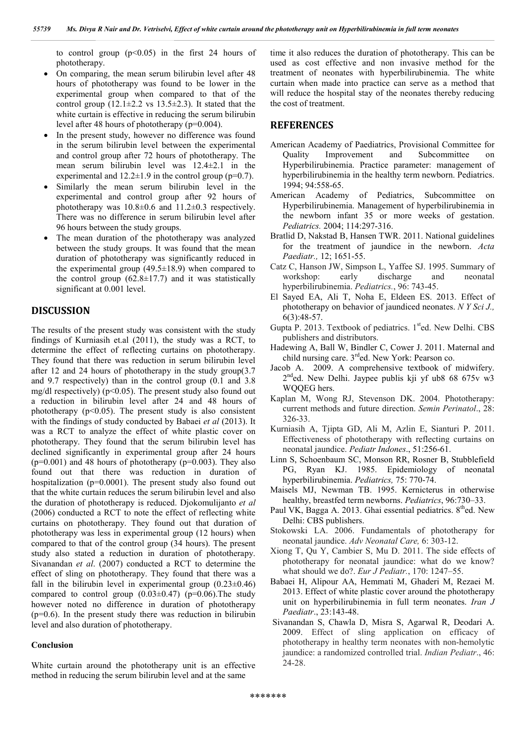to control group ($p<0.05$) in the first 24 hours of phototherapy.

- On comparing, the mean serum bilirubin level after 48 hours of phototherapy was found to be lower in the experimental group when compared to that of the control group (12.1±2.2 vs 13.5±2.3). It stated that the white curtain is effective in reducing the serum bilirubin level after 48 hours of phototherapy ($p=0.004$).
- In the present study, however no difference was found in the serum bilirubin level between the experimental and control group after 72 hours of phototherapy. The mean serum bilirubin level was 12.4±2.1 in the experimental and 12.2±1.9 in the control group ($p=0.7$).
- Similarly the mean serum bilirubin level in the experimental and control group after 92 hours of phototherapy was 10.8±0.6 and 11.2±0.3 respectively. There was no difference in serum bilirubin level after 96 hours between the study groups.
- The mean duration of the phototherapy was analyzed between the study groups. It was found that the mean duration of phototherapy was significantly reduced in the experimental group (49.5±18.9) when compared to the control group (62.8±17.7) and it was statistically significant at 0.001 level.

## DISCUSSION

The results of the present study was consistent with the study findings of Kurniasih et.al (2011), the study was a RCT, to determine the effect of reflecting curtains on phototherapy. They found that there was reduction in serum bilirubin level after 12 and 24 hours of phototherapy in the study group(3.7 and 9.7 respectively) than in the control group (0.1 and 3.8 mg/dl respectively) ($p<0.05$). The present study also found out a reduction in bilirubin level after 24 and 48 hours of phototherapy ($p<0.05$). The present study is also consistent with the findings of study conducted by Babaei *et al* (2013). It was a RCT to analyze the effect of white plastic cover on phototherapy. They found that the serum bilirubin level has declined significantly in experimental group after 24 hours ($p=0.001$) and 48 hours of phototherapy ($p=0.003$). They also found out that there was reduction in duration of hospitalization ($p=0.0001$). The present study also found out that the white curtain reduces the serum bilirubin level and also the duration of phototherapy is reduced. Djokomulijanto *et al* (2006) conducted a RCT to note the effect of reflecting white curtains on phototherapy. They found out that duration of phototherapy was less in experimental group (12 hours) when compared to that of the control group (34 hours). The present study also stated a reduction in duration of phototherapy. Sivanandan *et al*. (2007) conducted a RCT to determine the effect of sling on phototherapy. They found that there was a fall in the bilirubin level in experimental group (0.23±0.46) compared to control group (0.03±0.47) ($p=0.06$).The study however noted no difference in duration of phototherapy ($p=0.6$). In the present study there was reduction in bilirubin level and also duration of phototherapy.

### Conclusion

White curtain around the phototherapy unit is an effective method in reducing the serum bilirubin level and at the same time it also reduces the duration of phototherapy. This can be used as cost effective and non invasive method for the treatment of neonates with hyperbilirubinemia. The white curtain when made into practice can serve as a method that will reduce the hospital stay of the neonates thereby reducing the cost of treatment.

## REFERENCES

American Academy of Paediatrics, Provisional Committee for Quality Improvement and Subcommittee on Hyperbilirubinemia. Practice parameter: management of hyperbilirubinemia in the healthy term newborn. Pediatrics. 1994; 94:558-65.

American Academy of Pediatrics, Subcommittee on Hyperbilirubinemia. Management of hyperbilirubinemia in the newborn infant 35 or more weeks of gestation. *Pediatrics.* 2004; 114:297-316.

Bratlid D, Nakstad B, Hansen TWR. 2011. National guidelines for the treatment of jaundice in the newborn. *Acta Paediatr.,* 12; 1651-55.

Catz C, Hanson JW, Simpson L, Yaffee SJ. 1995. Summary of workshop: early discharge and neonatal hyperbilirubinemia. *Pediatrics.*, 96: 743-45.

El Sayed EA, Ali T, Noha E, Eldeen ES. 2013. Effect of phototherapy on behavior of jaundiced neonates. *N Y Sci J.,* 6(3):48-57.

Gupta P. 2013. Textbook of pediatrics. 1st ed. New Delhi. CBS publishers and distributors.

Hadewing A, Ball W, Bindler C, Cower J. 2011. Maternal and child nursing care. 3rd ed. New York: Pearson co.

Jacob A. 2009. A comprehensive textbook of midwifery. 2nd ed. New Delhi. Jaypee publis kji yf ub8 68 675v w3 WQQEG hers.

Kaplan M, Wong RJ, Stevenson DK. 2004. Phototherapy: current methods and future direction. *Semin Perinatol*., 28: 326-33.

Kurniasih A, Tjipta GD, Ali M, Azlin E, Sianturi P. 2011. Effectiveness of phototherapy with reflecting curtains on neonatal jaundice. *Pediatr Indones*., 51:256-61.

Linn S, Schoenbaum SC, Monson RR, Rosner B, Stubblefield PG, Ryan KJ. 1985. Epidemiology of neonatal hyperbilirubinemia. *Pediatrics,* 75: 770-74.

Maisels MJ, Newman TB. 1995. Kernicterus in otherwise healthy, breastfed term newborns. *Pediatrics*, 96:730–33.

Paul VK, Bagga A. 2013. Ghai essential pediatrics. 8th ed. New Delhi: CBS publishers.

Stokowski LA. 2006. Fundamentals of phototherapy for neonatal jaundice. *Adv Neonatal Care,* 6: 303-12.

Xiong T, Qu Y, Cambier S, Mu D. 2011. The side effects of phototherapy for neonatal jaundice: what do we know? what should we do?. *Eur J Pediatr.*, 170: 1247–55.

Babaei H, Alipour AA, Hemmati M, Ghaderi M, Rezaei M. 2013. Effect of white plastic cover around the phototherapy unit on hyperbilirubinemia in full term neonates. *Iran J Paediatr*., 23:143-48.

Sivanandan S, Chawla D, Misra S, Agarwal R, Deodari A. 2009. Effect of sling application on efficacy of phototherapy in healthy term neonates with non-hemolytic jaundice: a randomized controlled trial. *Indian Pediatr*., 46: 24-28.

\*\*\*\*\*\*\*